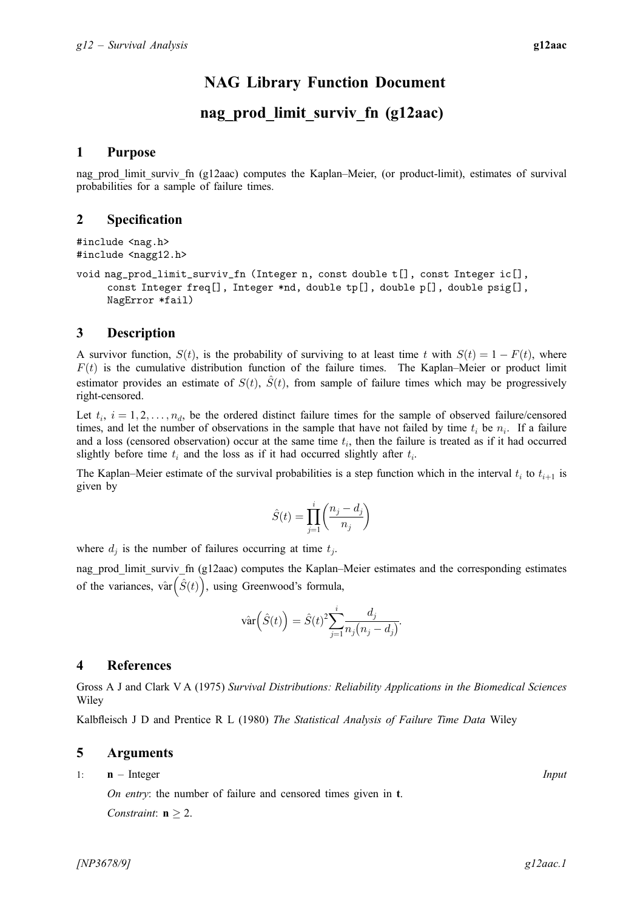# NAG Library Function Document

# nag_prod_limit_surviv_fn (g12aac)

## 1 Purpose

nag_prod_limit_surviv_fn (g12aac) computes the Kaplan–Meier, (or product-limit), estimates of survival probabilities for a sample of failure times.

## 2 Specification

```
#include <nag.h>
#include <nagg12.h>
```

```
void nag_prod_limit_surviv_fn (Integer n, const double t[], const Integer ic[],
     const Integer freq[], Integer *nd, double tp[], double p[], double psig[],
     NagError *fail)
```

## 3 Description

A survivor function, $S(t)$, is the probability of surviving to at least time $t$ with $S(t) = 1 - F(t)$, where $F(t)$ is the cumulative distribution function of the failure times. The Kaplan–Meier or product limit estimator provides an estimate of $S(t)$, $\hat{S}(t)$, from sample of failure times which may be progressively right-censored.

Let $t_i$, $i = 1, 2, \ldots, n_d$, be the ordered distinct failure times for the sample of observed failure/censored times, and let the number of observations in the sample that have not failed by time $t_i$ be $n_i$. If a failure and a loss (censored observation) occur at the same time $t_i$, then the failure is treated as if it had occurred slightly before time $t_i$ and the loss as if it had occurred slightly after $t_i$.

The Kaplan–Meier estimate of the survival probabilities is a step function which in the interval $t_i$ to $t_{i+1}$ is given by

$$\hat{S}(t) = \prod_{j=1}^{i} \left( \frac{n_j - d_j}{n_j} \right)$$

where $d_j$ is the number of failures occurring at time $t_j$.

nag_prod_limit_surviv_fn (g12aac) computes the Kaplan–Meier estimates and the corresponding estimates of the variances, $\hat{\text{var}}\left(\hat{S}(t)\right)$, using Greenwood's formula,

$$\hat{\text{var}}\left(\hat{S}(t)\right) = \hat{S}(t)^2 \sum_{j=1}^{i} \frac{d_j}{n_j \left(n_j - d_j\right)}.$$

## 4 References

Gross A J and Clark V A (1975) *Survival Distributions: Reliability Applications in the Biomedical Sciences* Wiley

Kalbfleisch J D and Prentice R L (1980) *The Statistical Analysis of Failure Time Data* Wiley

## 5 Arguments

1: **n** – Integer *Input*

*On entry*: the number of failure and censored times given in **t**.

*Constraint*: **n** $\geq 2$.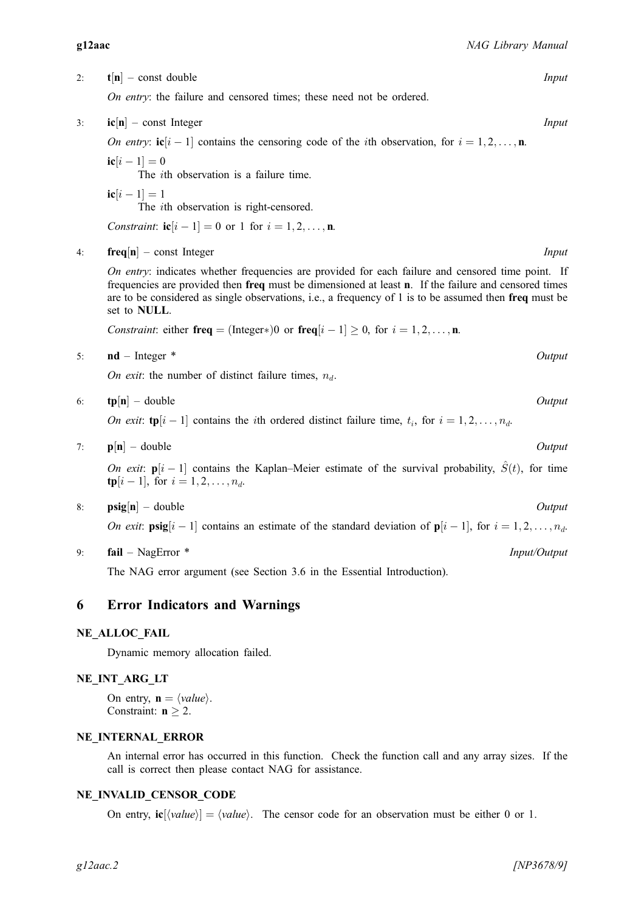2: **t**[**n**] – const double *Input*

*On entry*: the failure and censored times; these need not be ordered.

3: **ic**[**n**] – const Integer *Input*

*On entry*: **ic**$[i-1]$ contains the censoring code of the $i$th observation, for $i = 1, 2, \ldots, \mathbf{n}$.

**ic**$[i-1] = 0$
The $i$th observation is a failure time.

**ic**$[i-1] = 1$
The $i$th observation is right-censored.

*Constraint*: **ic**$[i-1] = 0$ or $1$ for $i = 1, 2, \ldots, \mathbf{n}$.

4: **freq**[**n**] – const Integer *Input*

*On entry*: indicates whether frequencies are provided for each failure and censored time point. If frequencies are provided then **freq** must be dimensioned at least **n**. If the failure and censored times are to be considered as single observations, i.e., a frequency of 1 is to be assumed then **freq** must be set to **NULL**.

*Constraint*: either **freq** = (Integer*)0 or **freq**$[i-1] \geq 0$, for $i = 1, 2, \ldots, \mathbf{n}$.

5: **nd** – Integer * *Output*

*On exit*: the number of distinct failure times, $n_d$.

6: **tp**[**n**] – double *Output*

*On exit*: **tp**$[i-1]$ contains the $i$th ordered distinct failure time, $t_i$, for $i = 1, 2, \ldots, n_d$.

7: **p**[**n**] – double *Output*

*On exit*: **p**$[i-1]$ contains the Kaplan–Meier estimate of the survival probability, $\hat{S}(t)$, for time **tp**$[i-1]$, for $i = 1, 2, \ldots, n_d$.

8: **psig**[**n**] – double *Output*

*On exit*: **psig**$[i-1]$ contains an estimate of the standard deviation of **p**$[i-1]$, for $i = 1, 2, \ldots, n_d$.

9: **fail** – NagError * *Input/Output*

The NAG error argument (see Section 3.6 in the Essential Introduction).

## 6 Error Indicators and Warnings

**NE_ALLOC_FAIL**

Dynamic memory allocation failed.

**NE_INT_ARG_LT**

On entry, **n** = ⟨*value*⟩.
Constraint: **n** $\geq 2$.

**NE_INTERNAL_ERROR**

An internal error has occurred in this function. Check the function call and any array sizes. If the call is correct then please contact NAG for assistance.

**NE_INVALID_CENSOR_CODE**

On entry, **ic**[⟨*value*⟩] = ⟨*value*⟩. The censor code for an observation must be either 0 or 1.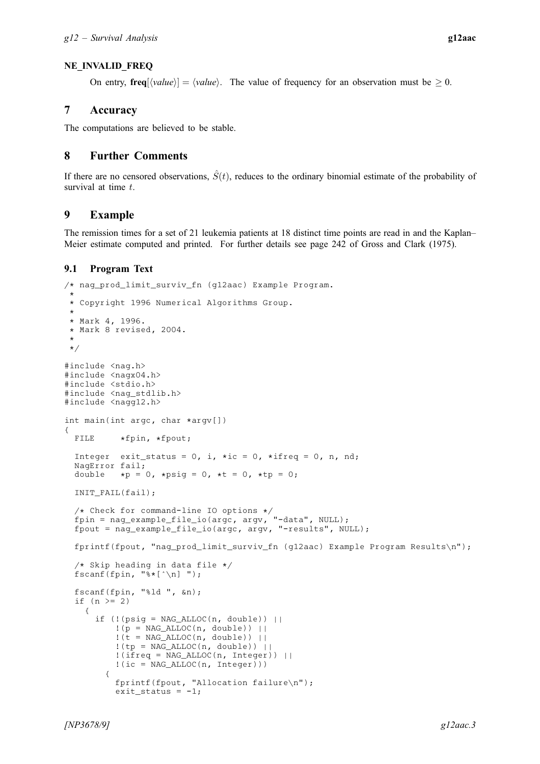#### NE_INVALID_FREQ

On entry, **freq**[⟨*value*⟩] = ⟨*value*⟩. The value of frequency for an observation must be $\geq 0$.

## 7 Accuracy

The computations are believed to be stable.

## 8 Further Comments

If there are no censored observations, $\hat{S}(t)$, reduces to the ordinary binomial estimate of the probability of survival at time $t$.

## 9 Example

The remission times for a set of 21 leukemia patients at 18 distinct time points are read in and the Kaplan–Meier estimate computed and printed. For further details see page 242 of Gross and Clark (1975).

### 9.1 Program Text

```
/* nag_prod_limit_surviv_fn (g12aac) Example Program.
 *
 * Copyright 1996 Numerical Algorithms Group.
 *
 * Mark 4, 1996.
 * Mark 8 revised, 2004.
 *
 */

#include <nag.h>
#include <nagx04.h>
#include <stdio.h>
#include <nag_stdlib.h>
#include <nagg12.h>

int main(int argc, char *argv[])
{
  FILE     *fpin, *fpout;

  Integer  exit_status = 0, i, *ic = 0, *ifreq = 0, n, nd;
  NagError fail;
  double   *p = 0, *psig = 0, *t = 0, *tp = 0;

  INIT_FAIL(fail);

  /* Check for command-line IO options */
  fpin = nag_example_file_io(argc, argv, "-data", NULL);
  fpout = nag_example_file_io(argc, argv, "-results", NULL);

  fprintf(fpout, "nag_prod_limit_surviv_fn (g12aac) Example Program Results\n");

  /* Skip heading in data file */
  fscanf(fpin, "%*[^\n] ");

  fscanf(fpin, "%ld ", &n);
  if (n >= 2)
    {
      if (!(psig = NAG_ALLOC(n, double)) ||
          !(p = NAG_ALLOC(n, double)) ||
          !(t = NAG_ALLOC(n, double)) ||
          !(tp = NAG_ALLOC(n, double)) ||
          !(ifreq = NAG_ALLOC(n, Integer)) ||
          !(ic = NAG_ALLOC(n, Integer)))
        {
          fprintf(fpout, "Allocation failure\n");
          exit_status = -1;
```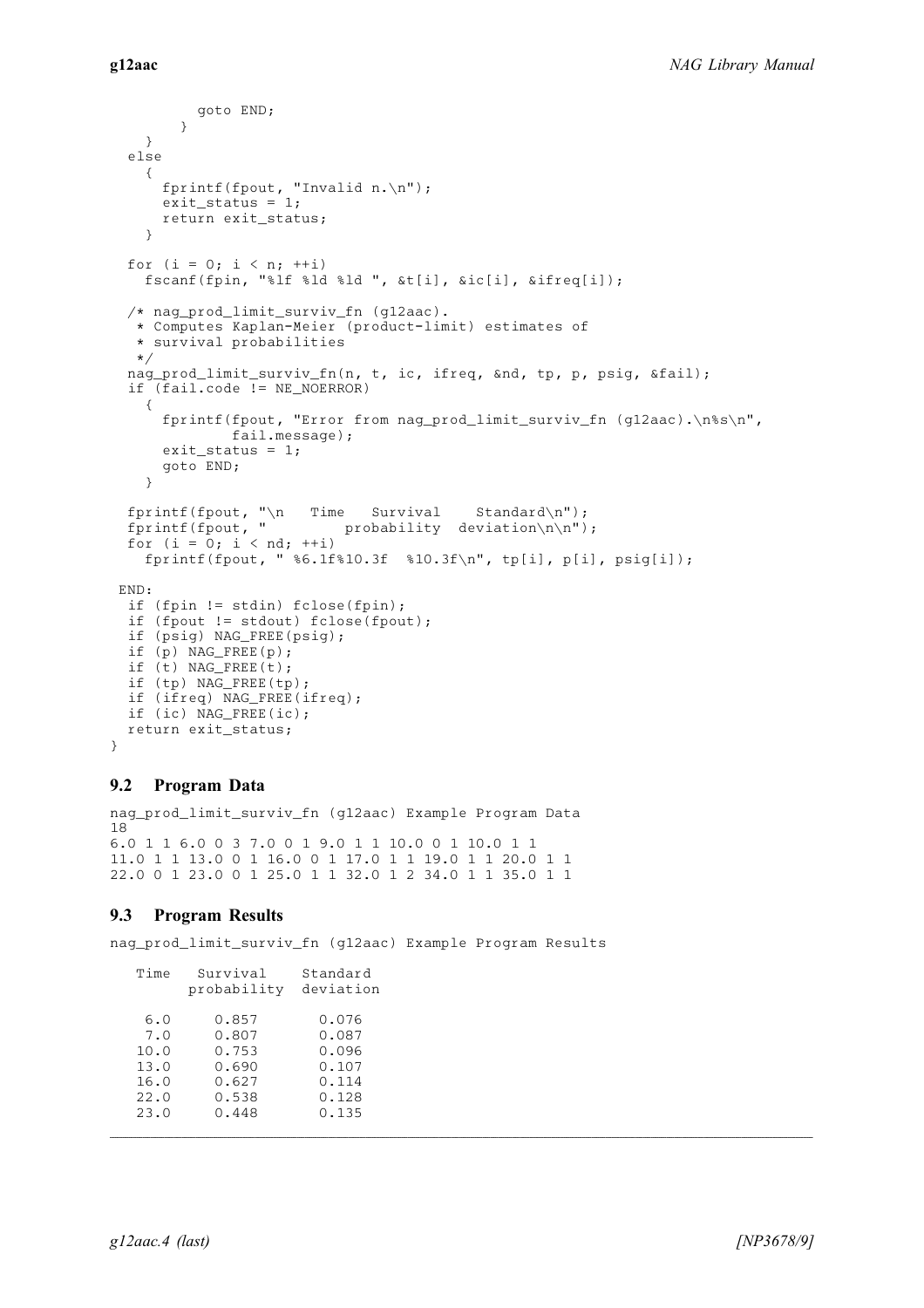```
          goto END;
        }
    }
  else
    {
      fprintf(fpout, "Invalid n.\n");
      exit_status = 1;
      return exit_status;
    }

  for (i = 0; i < n; ++i)
    fscanf(fpin, "%lf %ld %ld ", &t[i], &ic[i], &ifreq[i]);

  /* nag_prod_limit_surviv_fn (g12aac).
   * Computes Kaplan-Meier (product-limit) estimates of
   * survival probabilities
   */
  nag_prod_limit_surviv_fn(n, t, ic, ifreq, &nd, tp, p, psig, &fail);
  if (fail.code != NE_NOERROR)
    {
      fprintf(fpout, "Error from nag_prod_limit_surviv_fn (g12aac).\n%s\n",
              fail.message);
      exit_status = 1;
      goto END;
    }

  fprintf(fpout, "\n   Time   Survival    Standard\n");
  fprintf(fpout, "         probability  deviation\n\n");
  for (i = 0; i < nd; ++i)
    fprintf(fpout, " %6.1f%10.3f  %10.3f\n", tp[i], p[i], psig[i]);

 END:
  if (fpin != stdin) fclose(fpin);
  if (fpout != stdout) fclose(fpout);
  if (psig) NAG_FREE(psig);
  if (p) NAG_FREE(p);
  if (t) NAG_FREE(t);
  if (tp) NAG_FREE(tp);
  if (ifreq) NAG_FREE(ifreq);
  if (ic) NAG_FREE(ic);
  return exit_status;
}
```

## 9.2 Program Data

```
nag_prod_limit_surviv_fn (g12aac) Example Program Data
18
6.0 1 1 6.0 0 3 7.0 0 1 9.0 1 1 10.0 0 1 10.0 1 1
11.0 1 1 13.0 0 1 16.0 0 1 17.0 1 1 19.0 1 1 20.0 1 1
22.0 0 1 23.0 0 1 25.0 1 1 32.0 1 2 34.0 1 1 35.0 1 1
```

## 9.3 Program Results

```
nag_prod_limit_surviv_fn (g12aac) Example Program Results

   Time   Survival    Standard
         probability  deviation

    6.0     0.857       0.076
    7.0     0.807       0.087
   10.0     0.753       0.096
   13.0     0.690       0.107
   16.0     0.627       0.114
   22.0     0.538       0.128
   23.0     0.448       0.135
```